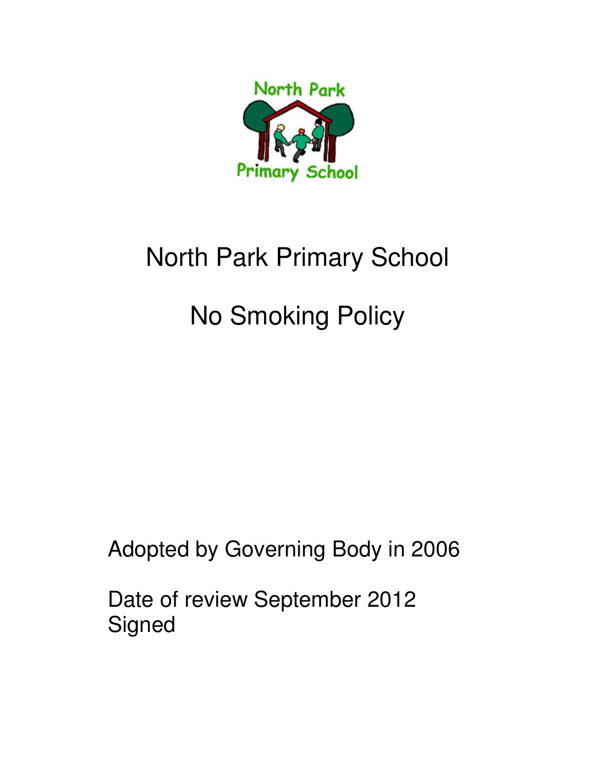# North Park Primary School

# No Smoking Policy

Adopted by Governing Body in 2006

Date of review September 2012
Signed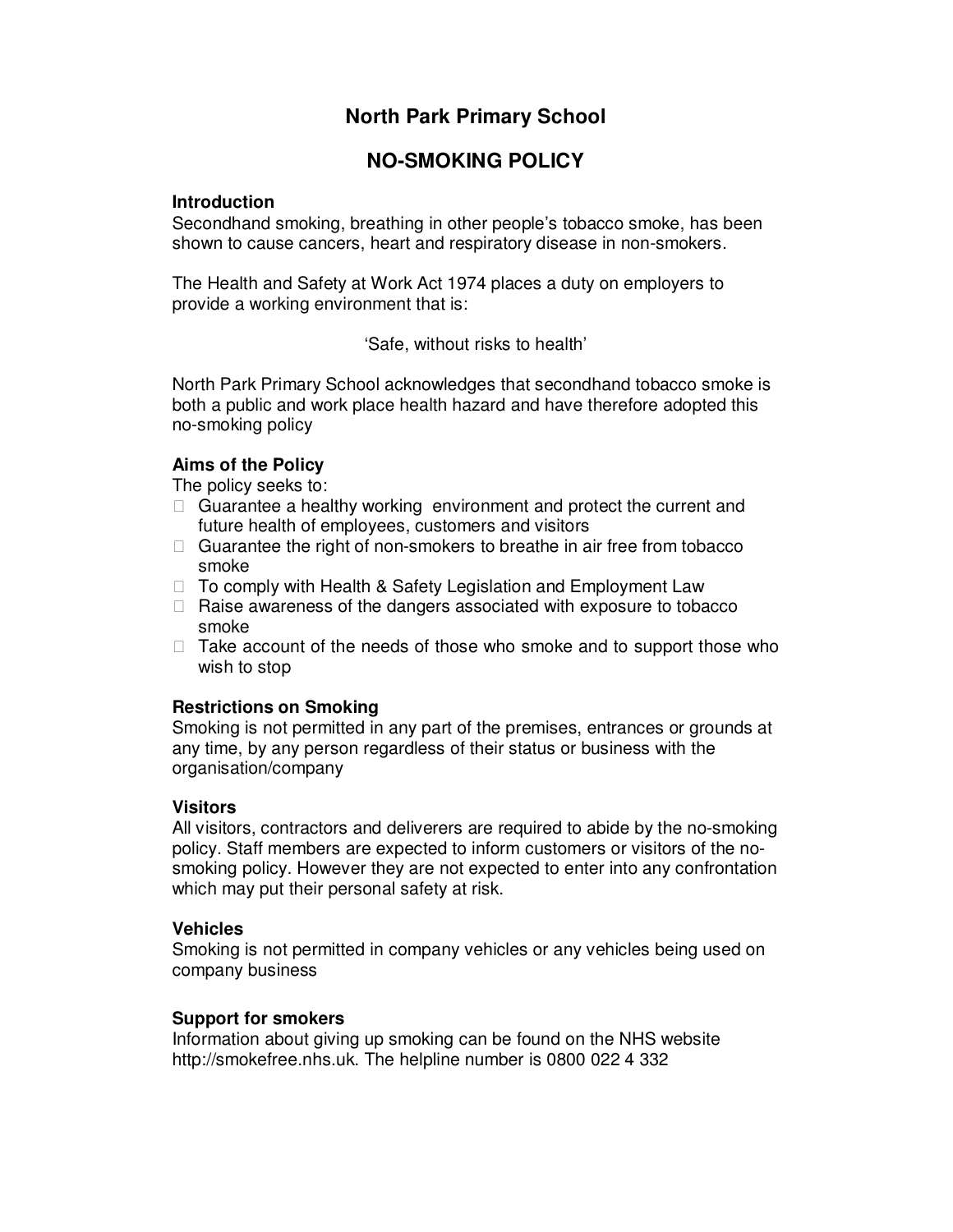# North Park Primary School

## NO-SMOKING POLICY

### Introduction

Secondhand smoking, breathing in other people's tobacco smoke, has been shown to cause cancers, heart and respiratory disease in non-smokers.

The Health and Safety at Work Act 1974 places a duty on employers to provide a working environment that is:

'Safe, without risks to health'

North Park Primary School acknowledges that secondhand tobacco smoke is both a public and work place health hazard and have therefore adopted this no-smoking policy

### Aims of the Policy

The policy seeks to:

- Guarantee a healthy working environment and protect the current and future health of employees, customers and visitors
- Guarantee the right of non-smokers to breathe in air free from tobacco smoke
- To comply with Health & Safety Legislation and Employment Law
- Raise awareness of the dangers associated with exposure to tobacco smoke
- Take account of the needs of those who smoke and to support those who wish to stop

### Restrictions on Smoking

Smoking is not permitted in any part of the premises, entrances or grounds at any time, by any person regardless of their status or business with the organisation/company

### Visitors

All visitors, contractors and deliverers are required to abide by the no-smoking policy. Staff members are expected to inform customers or visitors of the no-smoking policy. However they are not expected to enter into any confrontation which may put their personal safety at risk.

### Vehicles

Smoking is not permitted in company vehicles or any vehicles being used on company business

### Support for smokers

Information about giving up smoking can be found on the NHS website http://smokefree.nhs.uk. The helpline number is 0800 022 4 332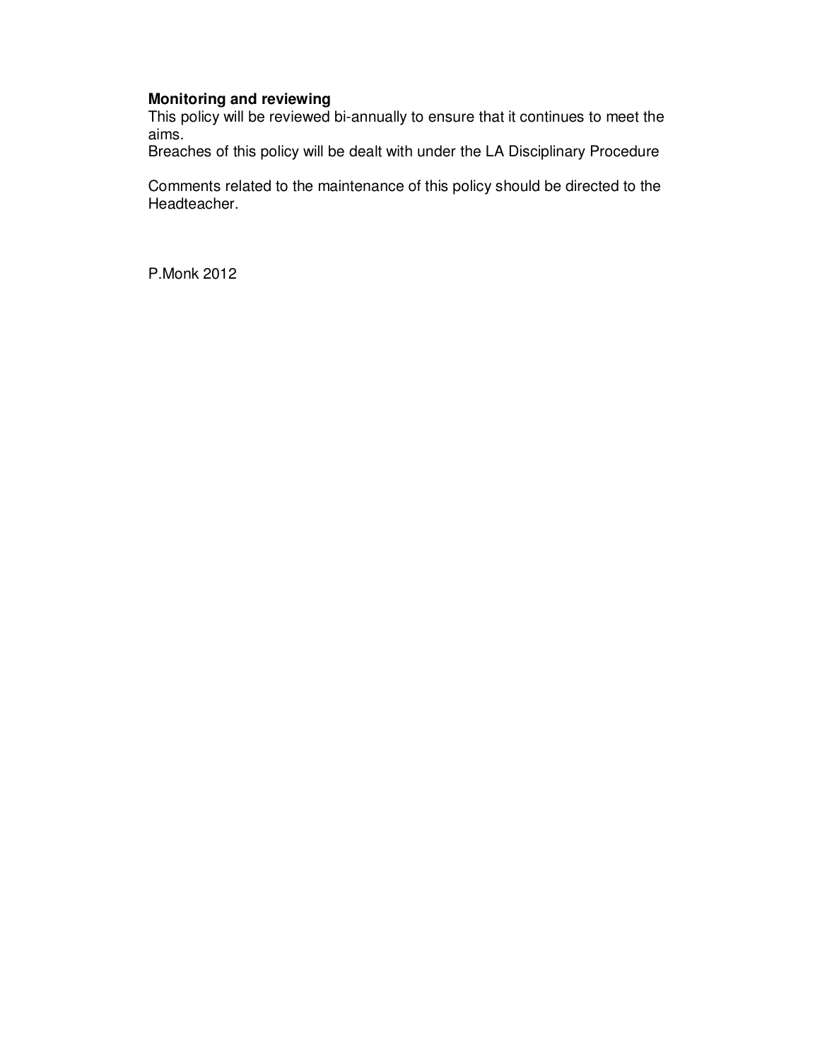**Monitoring and reviewing**

This policy will be reviewed bi-annually to ensure that it continues to meet the aims.

Breaches of this policy will be dealt with under the LA Disciplinary Procedure

Comments related to the maintenance of this policy should be directed to the Headteacher.

P.Monk 2012